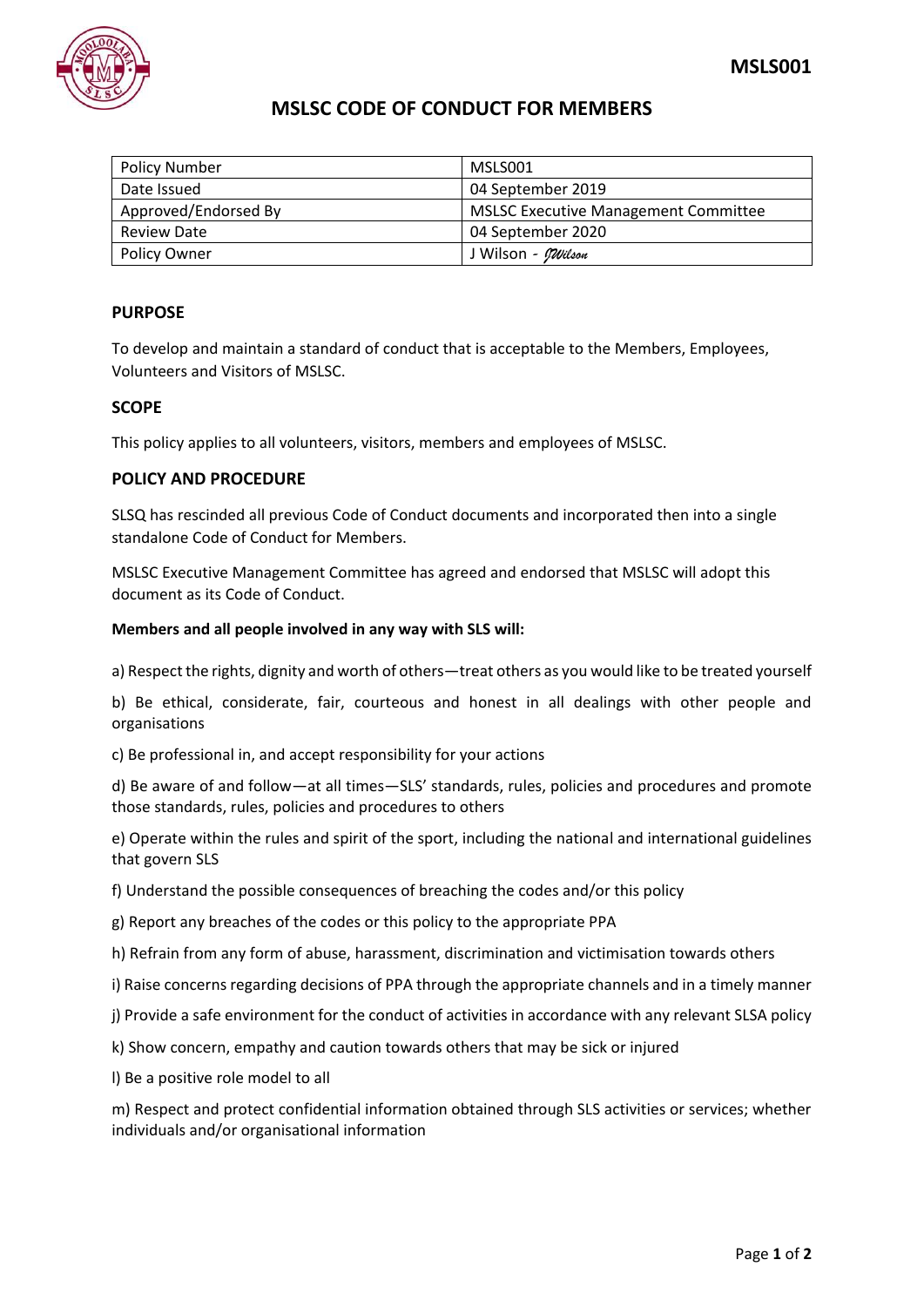MSLS001

# MSLSC CODE OF CONDUCT FOR MEMBERS

| Policy Number | MSLS001 |
| --- | --- |
| Date Issued | 04 September 2019 |
| Approved/Endorsed By | MSLSC Executive Management Committee |
| Review Date | 04 September 2020 |
| Policy Owner | J Wilson - JWilson |

## PURPOSE

To develop and maintain a standard of conduct that is acceptable to the Members, Employees, Volunteers and Visitors of MSLSC.

## SCOPE

This policy applies to all volunteers, visitors, members and employees of MSLSC.

## POLICY AND PROCEDURE

SLSQ has rescinded all previous Code of Conduct documents and incorporated then into a single standalone Code of Conduct for Members.

MSLSC Executive Management Committee has agreed and endorsed that MSLSC will adopt this document as its Code of Conduct.

**Members and all people involved in any way with SLS will:**

a) Respect the rights, dignity and worth of others—treat others as you would like to be treated yourself

b) Be ethical, considerate, fair, courteous and honest in all dealings with other people and organisations

c) Be professional in, and accept responsibility for your actions

d) Be aware of and follow—at all times—SLS' standards, rules, policies and procedures and promote those standards, rules, policies and procedures to others

e) Operate within the rules and spirit of the sport, including the national and international guidelines that govern SLS

f) Understand the possible consequences of breaching the codes and/or this policy

g) Report any breaches of the codes or this policy to the appropriate PPA

h) Refrain from any form of abuse, harassment, discrimination and victimisation towards others

i) Raise concerns regarding decisions of PPA through the appropriate channels and in a timely manner

j) Provide a safe environment for the conduct of activities in accordance with any relevant SLSA policy

k) Show concern, empathy and caution towards others that may be sick or injured

l) Be a positive role model to all

m) Respect and protect confidential information obtained through SLS activities or services; whether individuals and/or organisational information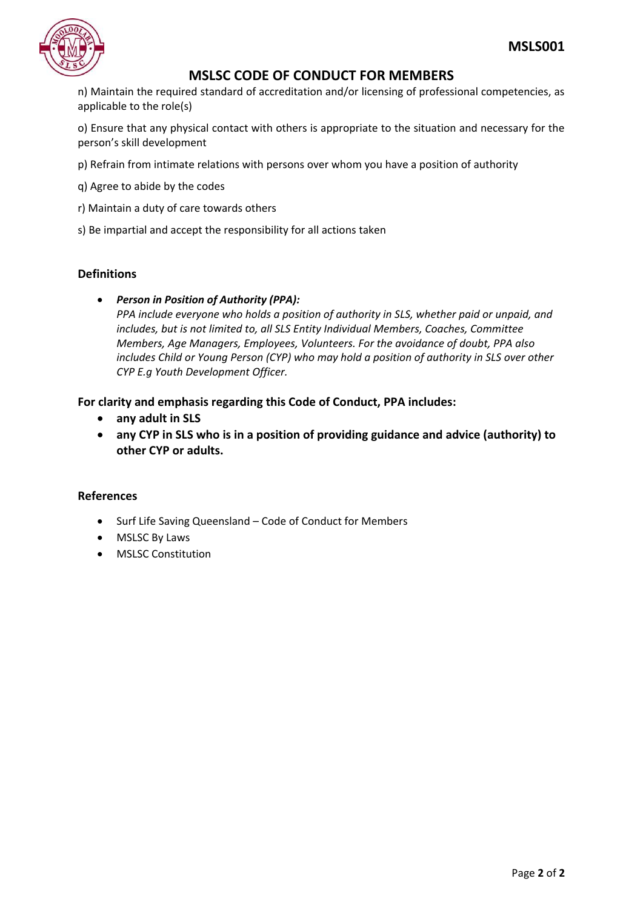# MSLSC CODE OF CONDUCT FOR MEMBERS

n) Maintain the required standard of accreditation and/or licensing of professional competencies, as applicable to the role(s)

o) Ensure that any physical contact with others is appropriate to the situation and necessary for the person's skill development

p) Refrain from intimate relations with persons over whom you have a position of authority

q) Agree to abide by the codes

r) Maintain a duty of care towards others

s) Be impartial and accept the responsibility for all actions taken

## Definitions

- ***Person in Position of Authority (PPA):***
  *PPA include everyone who holds a position of authority in SLS, whether paid or unpaid, and includes, but is not limited to, all SLS Entity Individual Members, Coaches, Committee Members, Age Managers, Employees, Volunteers. For the avoidance of doubt, PPA also includes Child or Young Person (CYP) who may hold a position of authority in SLS over other CYP E.g Youth Development Officer.*

**For clarity and emphasis regarding this Code of Conduct, PPA includes:**

- **any adult in SLS**
- **any CYP in SLS who is in a position of providing guidance and advice (authority) to other CYP or adults.**

## References

- Surf Life Saving Queensland – Code of Conduct for Members
- MSLSC By Laws
- MSLSC Constitution